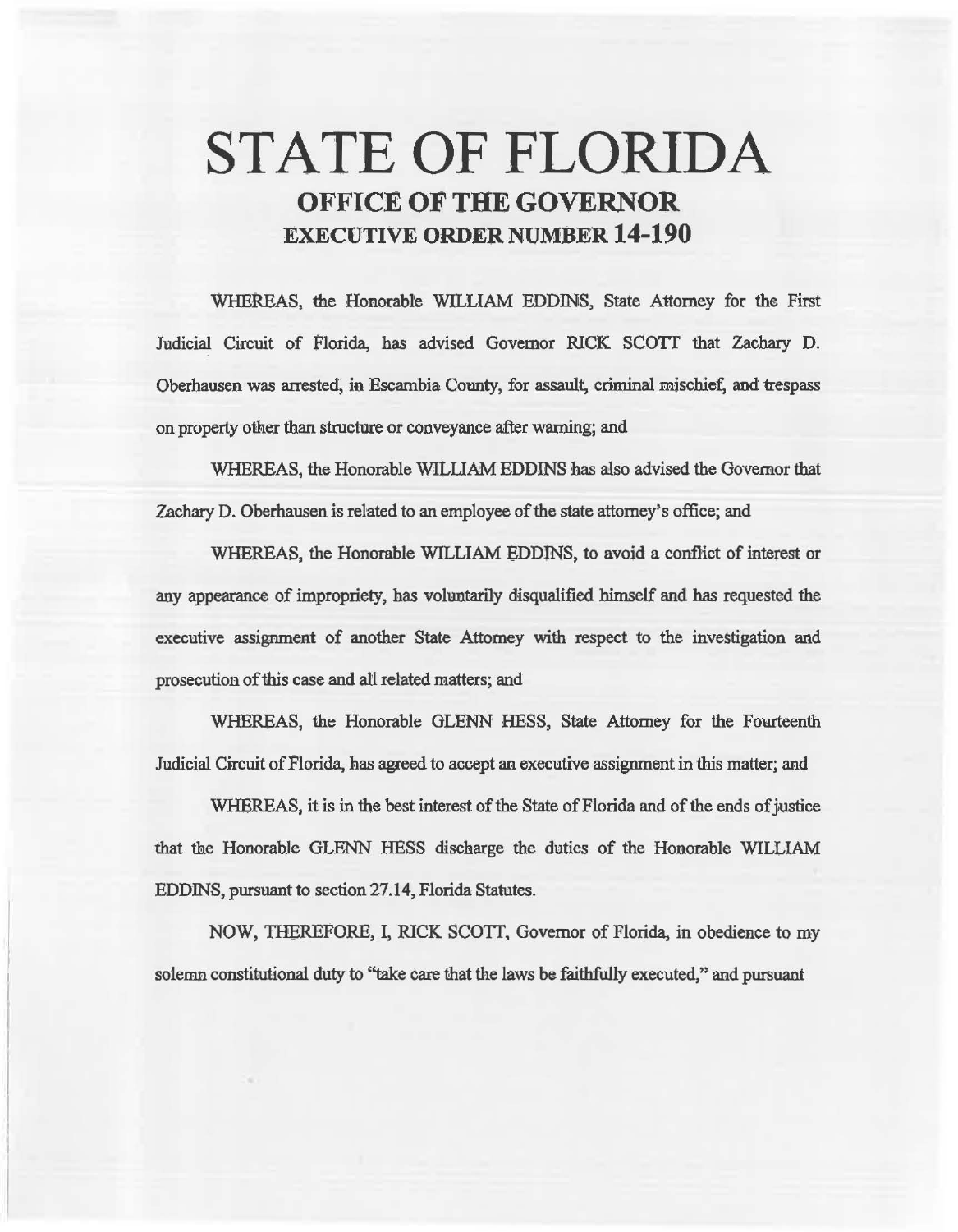# STATE OF FLORIDA

## OFFICE OF THE GOVERNOR

## EXECUTIVE ORDER NUMBER 14-190

WHEREAS, the Honorable WILLIAM EDDINS, State Attorney for the First Judicial Circuit of Florida, has advised Governor RICK SCOTT that Zachary D. Oberhausen was arrested, in Escambia County, for assault, criminal mischief, and trespass on property other than structure or conveyance after warning; and

WHEREAS, the Honorable WILLIAM EDDINS has also advised the Governor that Zachary D. Oberhausen is related to an employee of the state attorney's office; and

WHEREAS, the Honorable WILLIAM EDDINS, to avoid a conflict of interest or any appearance of impropriety, has voluntarily disqualified himself and has requested the executive assignment of another State Attorney with respect to the investigation and prosecution of this case and all related matters; and

WHEREAS, the Honorable GLENN HESS, State Attorney for the Fourteenth Judicial Circuit of Florida, has agreed to accept an executive assignment in this matter; and

WHEREAS, it is in the best interest of the State of Florida and of the ends of justice that the Honorable GLENN HESS discharge the duties of the Honorable WILLIAM EDDINS, pursuant to section 27.14, Florida Statutes.

NOW, THEREFORE, I, RICK SCOTT, Governor of Florida, in obedience to my solemn constitutional duty to "take care that the laws be faithfully executed," and pursuant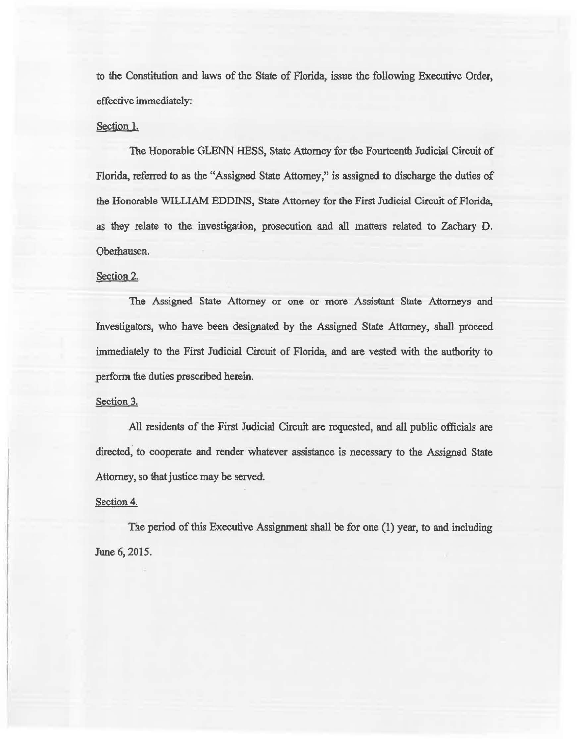to the Constitution and laws of the State of Florida, issue the following Executive Order, effective immediately:

Section 1.

The Honorable GLENN HESS, State Attorney for the Fourteenth Judicial Circuit of Florida, referred to as the "Assigned State Attorney," is assigned to discharge the duties of the Honorable WILLIAM EDDINS, State Attorney for the First Judicial Circuit of Florida, as they relate to the investigation, prosecution and all matters related to Zachary D. Oberhausen.

Section 2.

The Assigned State Attorney or one or more Assistant State Attorneys and Investigators, who have been designated by the Assigned State Attorney, shall proceed immediately to the First Judicial Circuit of Florida, and are vested with the authority to perform the duties prescribed herein.

Section 3.

All residents of the First Judicial Circuit are requested, and all public officials are directed, to cooperate and render whatever assistance is necessary to the Assigned State Attorney, so that justice may be served.

Section 4.

The period of this Executive Assignment shall be for one (1) year, to and including June 6, 2015.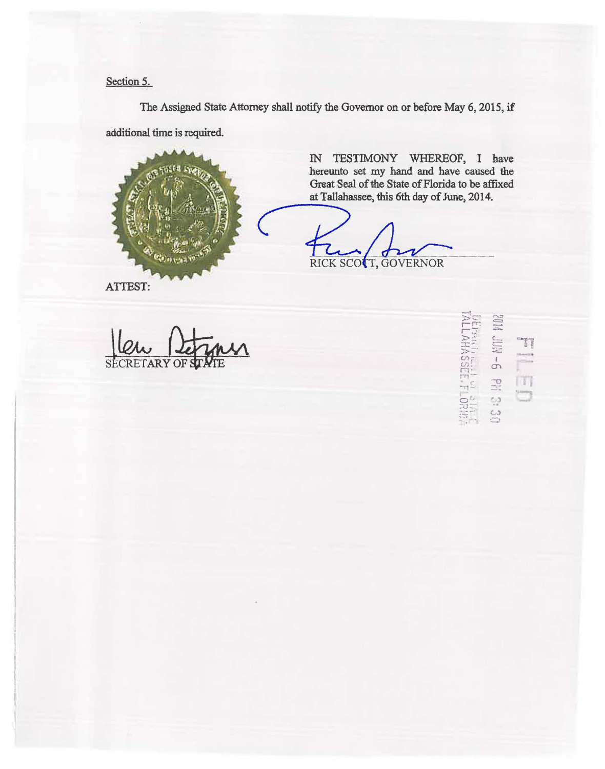Section 5.

The Assigned State Attorney shall notify the Governor on or before May 6, 2015, if additional time is required.

IN TESTIMONY WHEREOF, I have hereunto set my hand and have caused the Great Seal of the State of Florida to be affixed at Tallahassee, this 6th day of June, 2014.

RICK SCOTT, GOVERNOR

ATTEST:

SECRETARY OF STATE

FILED

2014 JUN -6 PM 3:30

DEPARTMENT OF STATE
TALLAHASSEE, FLORIDA